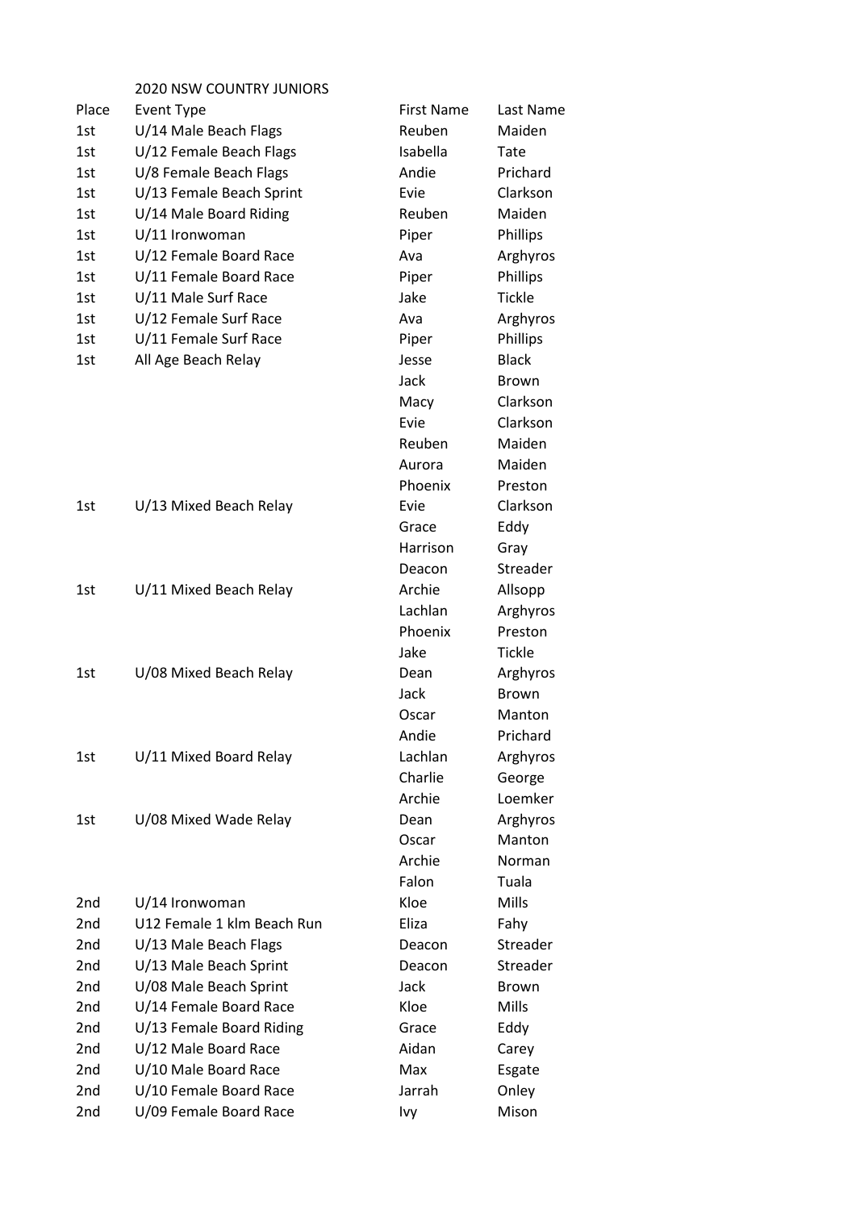2020 NSW COUNTRY JUNIORS

| Place | Event Type | First Name | Last Name |
|---|---|---|---|
| 1st | U/14 Male Beach Flags | Reuben | Maiden |
| 1st | U/12 Female Beach Flags | Isabella | Tate |
| 1st | U/8 Female Beach Flags | Andie | Prichard |
| 1st | U/13 Female Beach Sprint | Evie | Clarkson |
| 1st | U/14 Male Board Riding | Reuben | Maiden |
| 1st | U/11 Ironwoman | Piper | Phillips |
| 1st | U/12 Female Board Race | Ava | Arghyros |
| 1st | U/11 Female Board Race | Piper | Phillips |
| 1st | U/11 Male Surf Race | Jake | Tickle |
| 1st | U/12 Female Surf Race | Ava | Arghyros |
| 1st | U/11 Female Surf Race | Piper | Phillips |
| 1st | All Age Beach Relay | Jesse | Black |
| | | Jack | Brown |
| | | Macy | Clarkson |
| | | Evie | Clarkson |
| | | Reuben | Maiden |
| | | Aurora | Maiden |
| | | Phoenix | Preston |
| 1st | U/13 Mixed Beach Relay | Evie | Clarkson |
| | | Grace | Eddy |
| | | Harrison | Gray |
| | | Deacon | Streader |
| 1st | U/11 Mixed Beach Relay | Archie | Allsopp |
| | | Lachlan | Arghyros |
| | | Phoenix | Preston |
| | | Jake | Tickle |
| 1st | U/08 Mixed Beach Relay | Dean | Arghyros |
| | | Jack | Brown |
| | | Oscar | Manton |
| | | Andie | Prichard |
| 1st | U/11 Mixed Board Relay | Lachlan | Arghyros |
| | | Charlie | George |
| | | Archie | Loemker |
| 1st | U/08 Mixed Wade Relay | Dean | Arghyros |
| | | Oscar | Manton |
| | | Archie | Norman |
| | | Falon | Tuala |
| 2nd | U/14 Ironwoman | Kloe | Mills |
| 2nd | U12 Female 1 klm Beach Run | Eliza | Fahy |
| 2nd | U/13 Male Beach Flags | Deacon | Streader |
| 2nd | U/13 Male Beach Sprint | Deacon | Streader |
| 2nd | U/08 Male Beach Sprint | Jack | Brown |
| 2nd | U/14 Female Board Race | Kloe | Mills |
| 2nd | U/13 Female Board Riding | Grace | Eddy |
| 2nd | U/12 Male Board Race | Aidan | Carey |
| 2nd | U/10 Male Board Race | Max | Esgate |
| 2nd | U/10 Female Board Race | Jarrah | Onley |
| 2nd | U/09 Female Board Race | Ivy | Mison |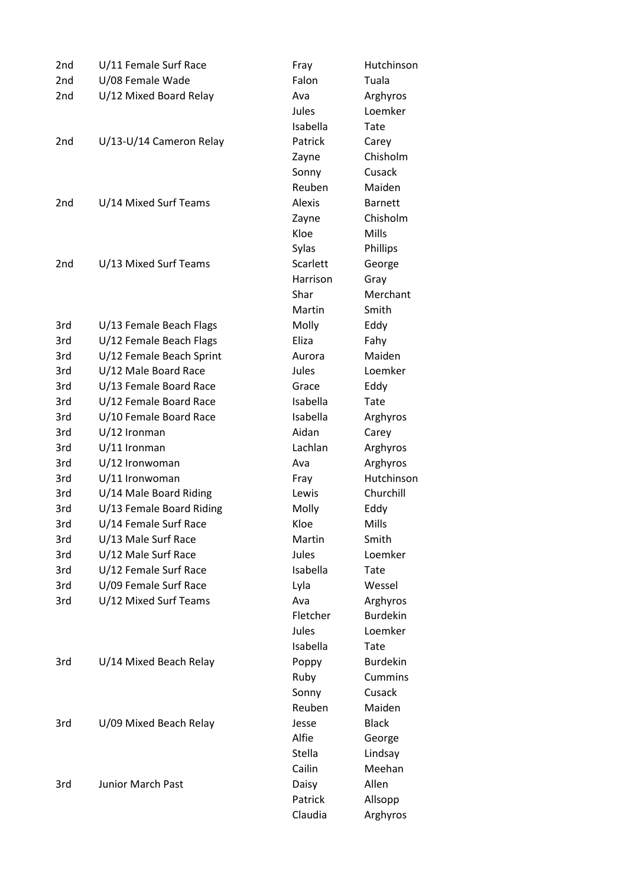| | | | |
|---|---|---|---|
| 2nd | U/11 Female Surf Race | Fray | Hutchinson |
| 2nd | U/08 Female Wade | Falon | Tuala |
| 2nd | U/12 Mixed Board Relay | Ava | Arghyros |
| | | Jules | Loemker |
| | | Isabella | Tate |
| 2nd | U/13-U/14 Cameron Relay | Patrick | Carey |
| | | Zayne | Chisholm |
| | | Sonny | Cusack |
| | | Reuben | Maiden |
| 2nd | U/14 Mixed Surf Teams | Alexis | Barnett |
| | | Zayne | Chisholm |
| | | Kloe | Mills |
| | | Sylas | Phillips |
| 2nd | U/13 Mixed Surf Teams | Scarlett | George |
| | | Harrison | Gray |
| | | Shar | Merchant |
| | | Martin | Smith |
| 3rd | U/13 Female Beach Flags | Molly | Eddy |
| 3rd | U/12 Female Beach Flags | Eliza | Fahy |
| 3rd | U/12 Female Beach Sprint | Aurora | Maiden |
| 3rd | U/12 Male Board Race | Jules | Loemker |
| 3rd | U/13 Female Board Race | Grace | Eddy |
| 3rd | U/12 Female Board Race | Isabella | Tate |
| 3rd | U/10 Female Board Race | Isabella | Arghyros |
| 3rd | U/12 Ironman | Aidan | Carey |
| 3rd | U/11 Ironman | Lachlan | Arghyros |
| 3rd | U/12 Ironwoman | Ava | Arghyros |
| 3rd | U/11 Ironwoman | Fray | Hutchinson |
| 3rd | U/14 Male Board Riding | Lewis | Churchill |
| 3rd | U/13 Female Board Riding | Molly | Eddy |
| 3rd | U/14 Female Surf Race | Kloe | Mills |
| 3rd | U/13 Male Surf Race | Martin | Smith |
| 3rd | U/12 Male Surf Race | Jules | Loemker |
| 3rd | U/12 Female Surf Race | Isabella | Tate |
| 3rd | U/09 Female Surf Race | Lyla | Wessel |
| 3rd | U/12 Mixed Surf Teams | Ava | Arghyros |
| | | Fletcher | Burdekin |
| | | Jules | Loemker |
| | | Isabella | Tate |
| 3rd | U/14 Mixed Beach Relay | Poppy | Burdekin |
| | | Ruby | Cummins |
| | | Sonny | Cusack |
| | | Reuben | Maiden |
| 3rd | U/09 Mixed Beach Relay | Jesse | Black |
| | | Alfie | George |
| | | Stella | Lindsay |
| | | Cailin | Meehan |
| 3rd | Junior March Past | Daisy | Allen |
| | | Patrick | Allsopp |
| | | Claudia | Arghyros |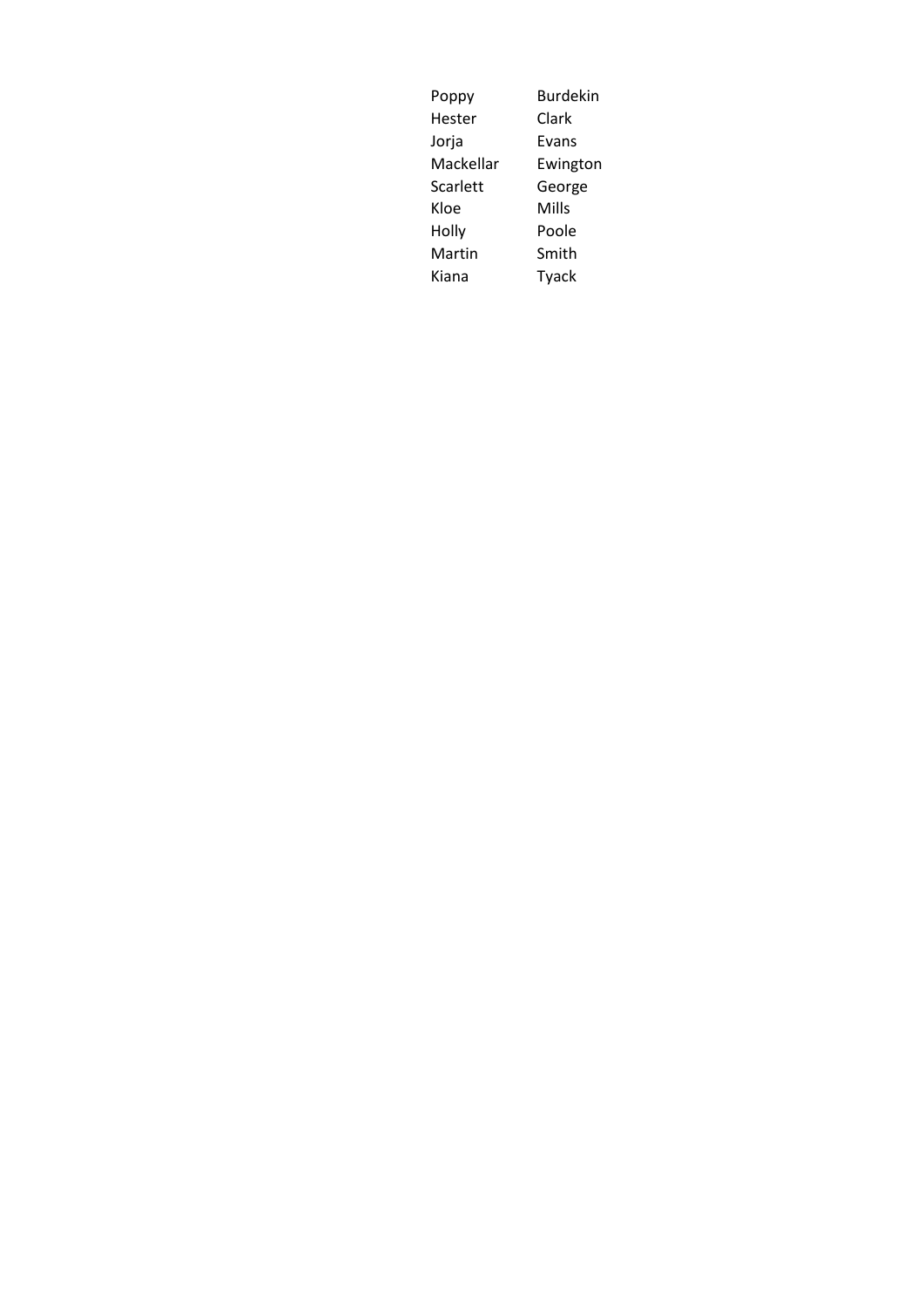| | |
|---|---|
| Poppy | Burdekin |
| Hester | Clark |
| Jorja | Evans |
| Mackellar | Ewington |
| Scarlett | George |
| Kloe | Mills |
| Holly | Poole |
| Martin | Smith |
| Kiana | Tyack |